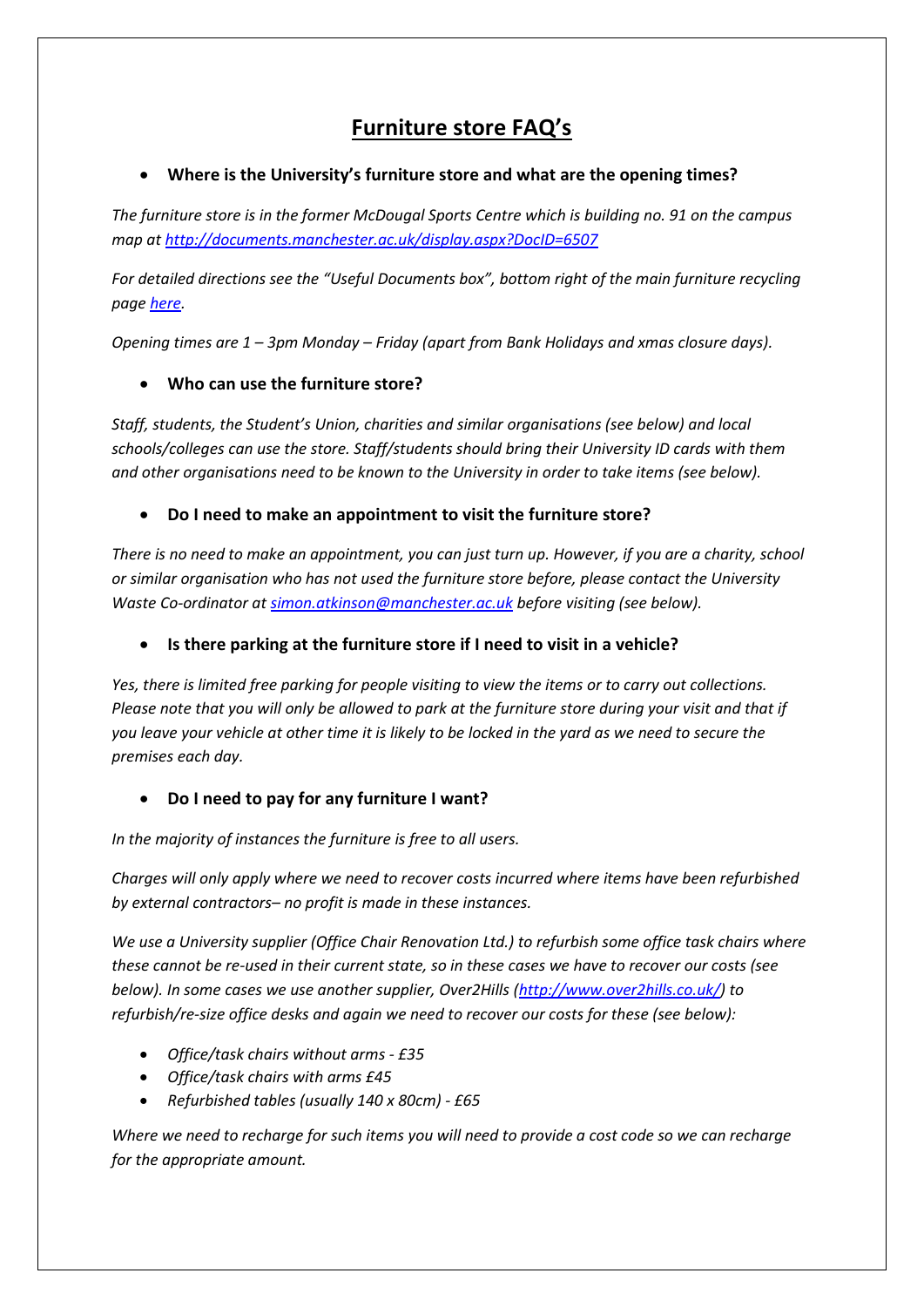# Furniture store FAQ's

- **Where is the University's furniture store and what are the opening times?**

*The furniture store is in the former McDougal Sports Centre which is building no. 91 on the campus map at [http://documents.manchester.ac.uk/display.aspx?DocID=6507](http://documents.manchester.ac.uk/display.aspx?DocID=6507)*

*For detailed directions see the "Useful Documents box", bottom right of the main furniture recycling page here.*

*Opening times are 1 – 3pm Monday – Friday (apart from Bank Holidays and xmas closure days).*

- **Who can use the furniture store?**

*Staff, students, the Student's Union, charities and similar organisations (see below) and local schools/colleges can use the store. Staff/students should bring their University ID cards with them and other organisations need to be known to the University in order to take items (see below).*

- **Do I need to make an appointment to visit the furniture store?**

*There is no need to make an appointment, you can just turn up. However, if you are a charity, school or similar organisation who has not used the furniture store before, please contact the University Waste Co-ordinator at simon.atkinson@manchester.ac.uk before visiting (see below).*

- **Is there parking at the furniture store if I need to visit in a vehicle?**

*Yes, there is limited free parking for people visiting to view the items or to carry out collections. Please note that you will only be allowed to park at the furniture store during your visit and that if you leave your vehicle at other time it is likely to be locked in the yard as we need to secure the premises each day.*

- **Do I need to pay for any furniture I want?**

*In the majority of instances the furniture is free to all users.*

*Charges will only apply where we need to recover costs incurred where items have been refurbished by external contractors– no profit is made in these instances.*

*We use a University supplier (Office Chair Renovation Ltd.) to refurbish some office task chairs where these cannot be re-used in their current state, so in these cases we have to recover our costs (see below). In some cases we use another supplier, Over2Hills ([http://www.over2hills.co.uk/](http://www.over2hills.co.uk/)) to refurbish/re-size office desks and again we need to recover our costs for these (see below):*

- *Office/task chairs without arms - £35*
- *Office/task chairs with arms £45*
- *Refurbished tables (usually 140 x 80cm) - £65*

*Where we need to recharge for such items you will need to provide a cost code so we can recharge for the appropriate amount.*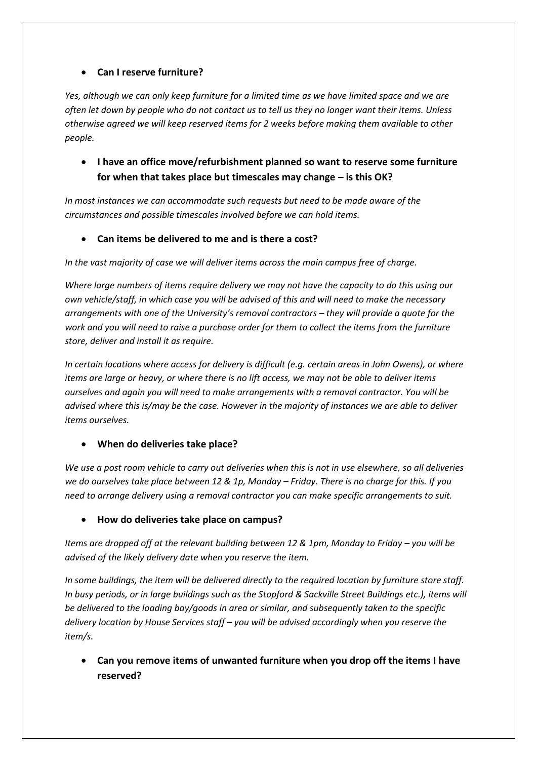- **Can I reserve furniture?**

*Yes, although we can only keep furniture for a limited time as we have limited space and we are often let down by people who do not contact us to tell us they no longer want their items. Unless otherwise agreed we will keep reserved items for 2 weeks before making them available to other people.*

- **I have an office move/refurbishment planned so want to reserve some furniture for when that takes place but timescales may change – is this OK?**

*In most instances we can accommodate such requests but need to be made aware of the circumstances and possible timescales involved before we can hold items.*

- **Can items be delivered to me and is there a cost?**

*In the vast majority of case we will deliver items across the main campus free of charge.*

*Where large numbers of items require delivery we may not have the capacity to do this using our own vehicle/staff, in which case you will be advised of this and will need to make the necessary arrangements with one of the University's removal contractors – they will provide a quote for the work and you will need to raise a purchase order for them to collect the items from the furniture store, deliver and install it as require.*

*In certain locations where access for delivery is difficult (e.g. certain areas in John Owens), or where items are large or heavy, or where there is no lift access, we may not be able to deliver items ourselves and again you will need to make arrangements with a removal contractor. You will be advised where this is/may be the case. However in the majority of instances we are able to deliver items ourselves.*

- **When do deliveries take place?**

*We use a post room vehicle to carry out deliveries when this is not in use elsewhere, so all deliveries we do ourselves take place between 12 & 1p, Monday – Friday. There is no charge for this. If you need to arrange delivery using a removal contractor you can make specific arrangements to suit.*

- **How do deliveries take place on campus?**

*Items are dropped off at the relevant building between 12 & 1pm, Monday to Friday – you will be advised of the likely delivery date when you reserve the item.*

*In some buildings, the item will be delivered directly to the required location by furniture store staff. In busy periods, or in large buildings such as the Stopford & Sackville Street Buildings etc.), items will be delivered to the loading bay/goods in area or similar, and subsequently taken to the specific delivery location by House Services staff – you will be advised accordingly when you reserve the item/s.*

- **Can you remove items of unwanted furniture when you drop off the items I have reserved?**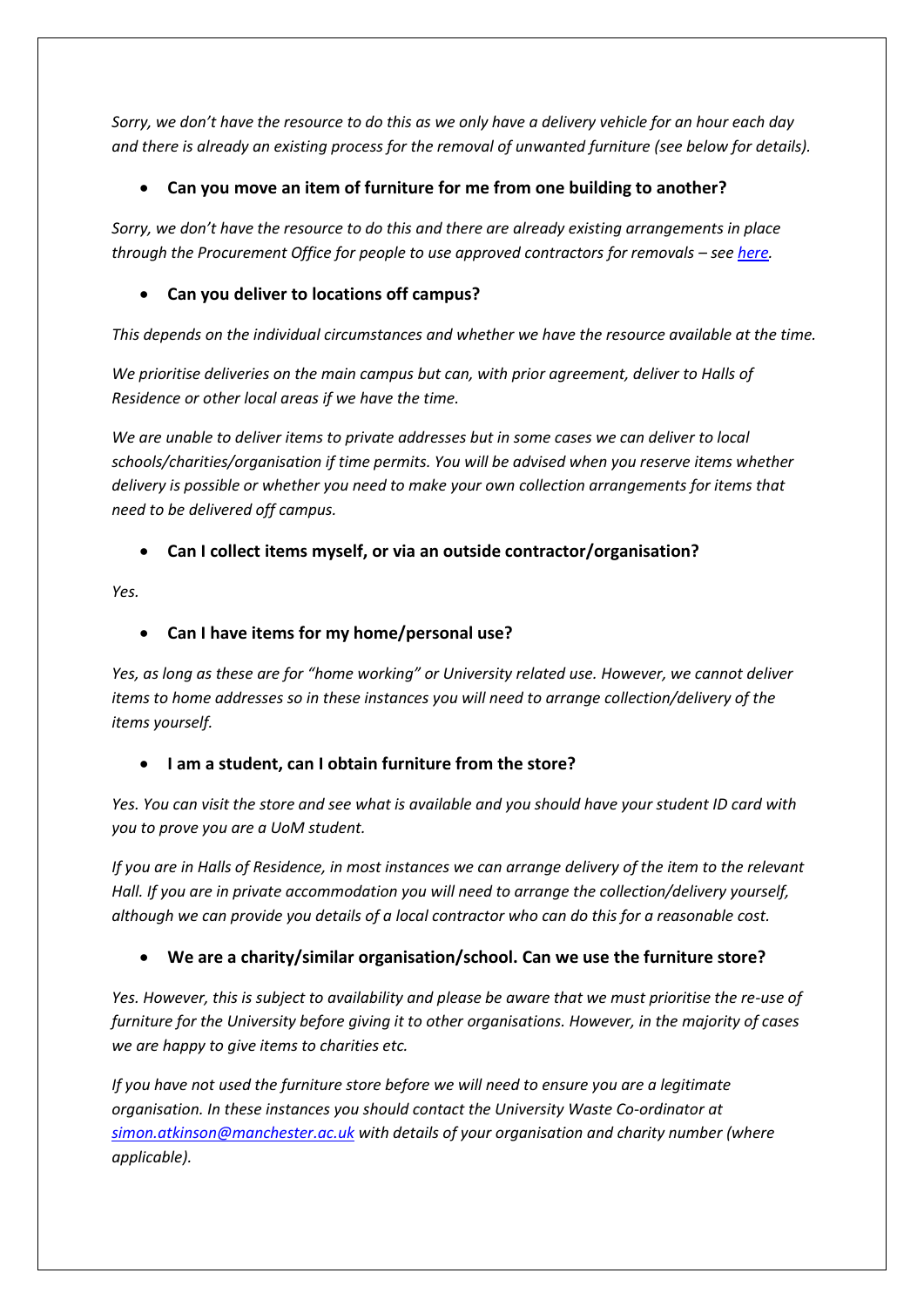*Sorry, we don't have the resource to do this as we only have a delivery vehicle for an hour each day and there is already an existing process for the removal of unwanted furniture (see below for details).*

- **Can you move an item of furniture for me from one building to another?**

*Sorry, we don't have the resource to do this and there are already existing arrangements in place through the Procurement Office for people to use approved contractors for removals – see here.*

- **Can you deliver to locations off campus?**

*This depends on the individual circumstances and whether we have the resource available at the time.*

*We prioritise deliveries on the main campus but can, with prior agreement, deliver to Halls of Residence or other local areas if we have the time.*

*We are unable to deliver items to private addresses but in some cases we can deliver to local schools/charities/organisation if time permits. You will be advised when you reserve items whether delivery is possible or whether you need to make your own collection arrangements for items that need to be delivered off campus.*

- **Can I collect items myself, or via an outside contractor/organisation?**

*Yes.*

- **Can I have items for my home/personal use?**

*Yes, as long as these are for "home working" or University related use. However, we cannot deliver items to home addresses so in these instances you will need to arrange collection/delivery of the items yourself.*

- **I am a student, can I obtain furniture from the store?**

*Yes. You can visit the store and see what is available and you should have your student ID card with you to prove you are a UoM student.*

*If you are in Halls of Residence, in most instances we can arrange delivery of the item to the relevant Hall. If you are in private accommodation you will need to arrange the collection/delivery yourself, although we can provide you details of a local contractor who can do this for a reasonable cost.*

- **We are a charity/similar organisation/school. Can we use the furniture store?**

*Yes. However, this is subject to availability and please be aware that we must prioritise the re-use of furniture for the University before giving it to other organisations. However, in the majority of cases we are happy to give items to charities etc.*

*If you have not used the furniture store before we will need to ensure you are a legitimate organisation. In these instances you should contact the University Waste Co-ordinator at simon.atkinson@manchester.ac.uk with details of your organisation and charity number (where applicable).*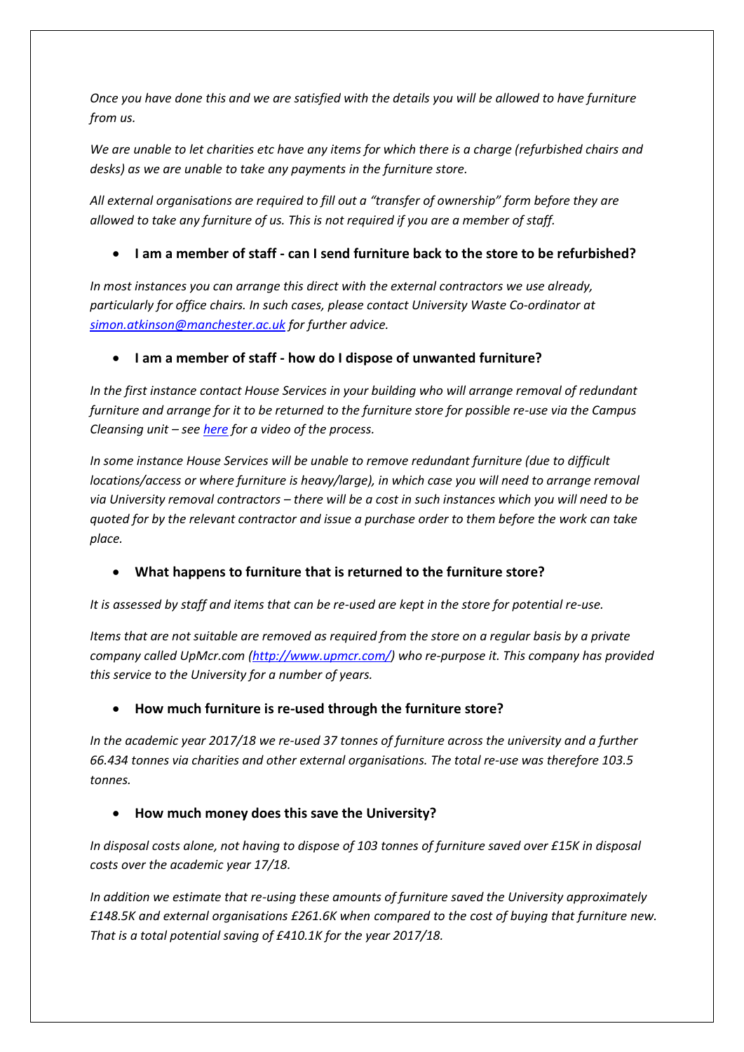*Once you have done this and we are satisfied with the details you will be allowed to have furniture from us.*

*We are unable to let charities etc have any items for which there is a charge (refurbished chairs and desks) as we are unable to take any payments in the furniture store.*

*All external organisations are required to fill out a "transfer of ownership" form before they are allowed to take any furniture of us. This is not required if you are a member of staff.*

- **I am a member of staff - can I send furniture back to the store to be refurbished?**

*In most instances you can arrange this direct with the external contractors we use already, particularly for office chairs. In such cases, please contact University Waste Co-ordinator at [simon.atkinson@manchester.ac.uk](mailto:simon.atkinson@manchester.ac.uk) for further advice.*

- **I am a member of staff - how do I dispose of unwanted furniture?**

*In the first instance contact House Services in your building who will arrange removal of redundant furniture and arrange for it to be returned to the furniture store for possible re-use via the Campus Cleansing unit – see here for a video of the process.*

*In some instance House Services will be unable to remove redundant furniture (due to difficult locations/access or where furniture is heavy/large), in which case you will need to arrange removal via University removal contractors – there will be a cost in such instances which you will need to be quoted for by the relevant contractor and issue a purchase order to them before the work can take place.*

- **What happens to furniture that is returned to the furniture store?**

*It is assessed by staff and items that can be re-used are kept in the store for potential re-use.*

*Items that are not suitable are removed as required from the store on a regular basis by a private company called UpMcr.com ([http://www.upmcr.com/](http://www.upmcr.com/)) who re-purpose it. This company has provided this service to the University for a number of years.*

- **How much furniture is re-used through the furniture store?**

*In the academic year 2017/18 we re-used 37 tonnes of furniture across the university and a further 66.434 tonnes via charities and other external organisations. The total re-use was therefore 103.5 tonnes.*

- **How much money does this save the University?**

*In disposal costs alone, not having to dispose of 103 tonnes of furniture saved over £15K in disposal costs over the academic year 17/18.*

*In addition we estimate that re-using these amounts of furniture saved the University approximately £148.5K and external organisations £261.6K when compared to the cost of buying that furniture new. That is a total potential saving of £410.1K for the year 2017/18.*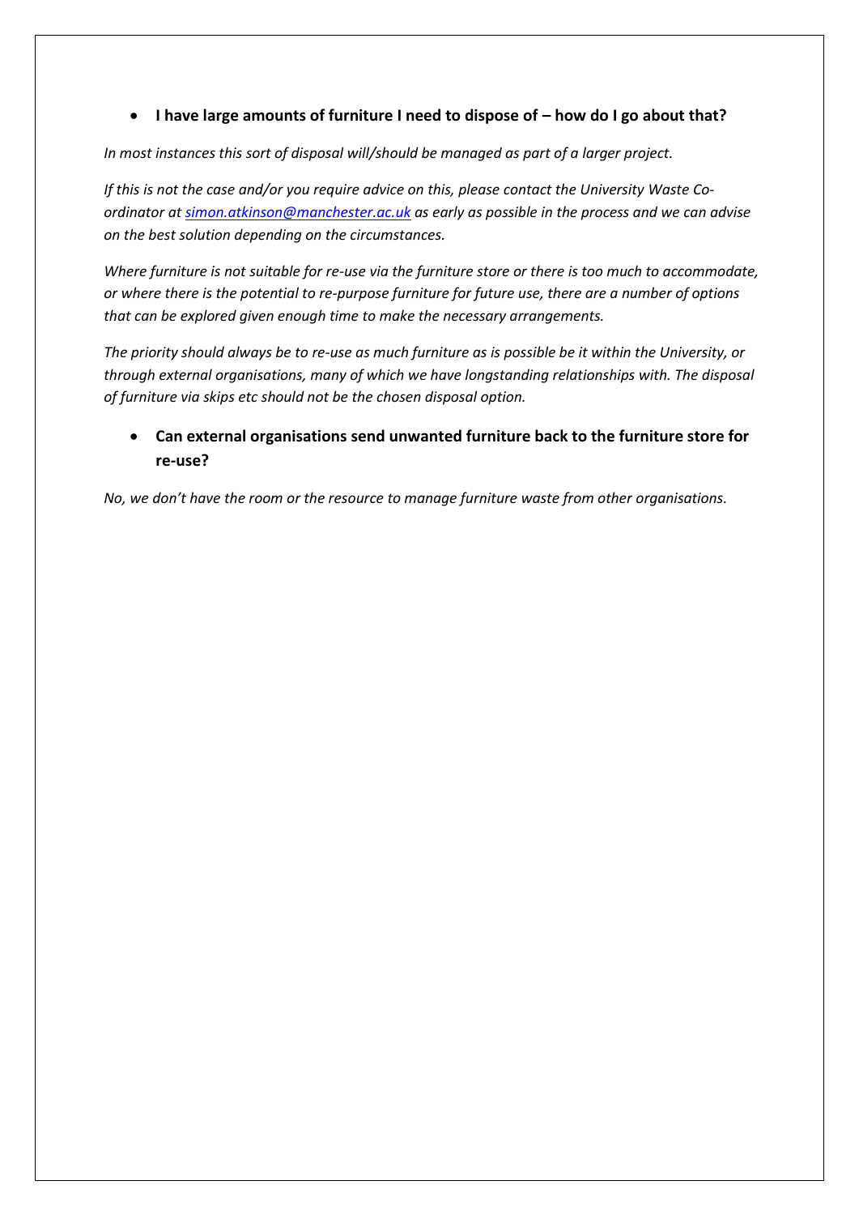- **I have large amounts of furniture I need to dispose of – how do I go about that?**

*In most instances this sort of disposal will/should be managed as part of a larger project.*

*If this is not the case and/or you require advice on this, please contact the University Waste Co-ordinator at [simon.atkinson@manchester.ac.uk](mailto:simon.atkinson@manchester.ac.uk) as early as possible in the process and we can advise on the best solution depending on the circumstances.*

*Where furniture is not suitable for re-use via the furniture store or there is too much to accommodate, or where there is the potential to re-purpose furniture for future use, there are a number of options that can be explored given enough time to make the necessary arrangements.*

*The priority should always be to re-use as much furniture as is possible be it within the University, or through external organisations, many of which we have longstanding relationships with. The disposal of furniture via skips etc should not be the chosen disposal option.*

- **Can external organisations send unwanted furniture back to the furniture store for re-use?**

*No, we don't have the room or the resource to manage furniture waste from other organisations.*